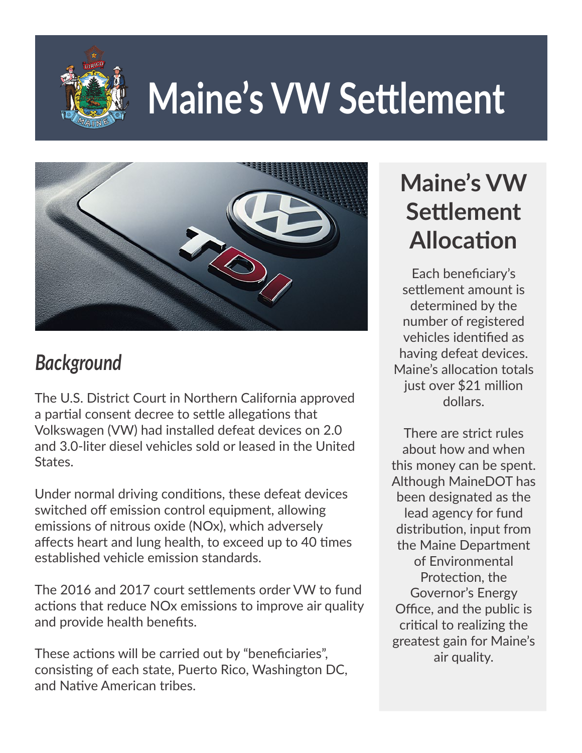# Maine's VW Settlement

## *Background*

The U.S. District Court in Northern California approved a partial consent decree to settle allegations that Volkswagen (VW) had installed defeat devices on 2.0 and 3.0-liter diesel vehicles sold or leased in the United States.

Under normal driving conditions, these defeat devices switched off emission control equipment, allowing emissions of nitrous oxide (NOx), which adversely affects heart and lung health, to exceed up to 40 times established vehicle emission standards.

The 2016 and 2017 court settlements order VW to fund actions that reduce NOx emissions to improve air quality and provide health benefits.

These actions will be carried out by "beneficiaries", consisting of each state, Puerto Rico, Washington DC, and Native American tribes.

## Maine's VW Settlement Allocation

Each beneficiary's settlement amount is determined by the number of registered vehicles identified as having defeat devices. Maine's allocation totals just over $21 million dollars.

There are strict rules about how and when this money can be spent. Although MaineDOT has been designated as the lead agency for fund distribution, input from the Maine Department of Environmental Protection, the Governor's Energy Office, and the public is critical to realizing the greatest gain for Maine's air quality.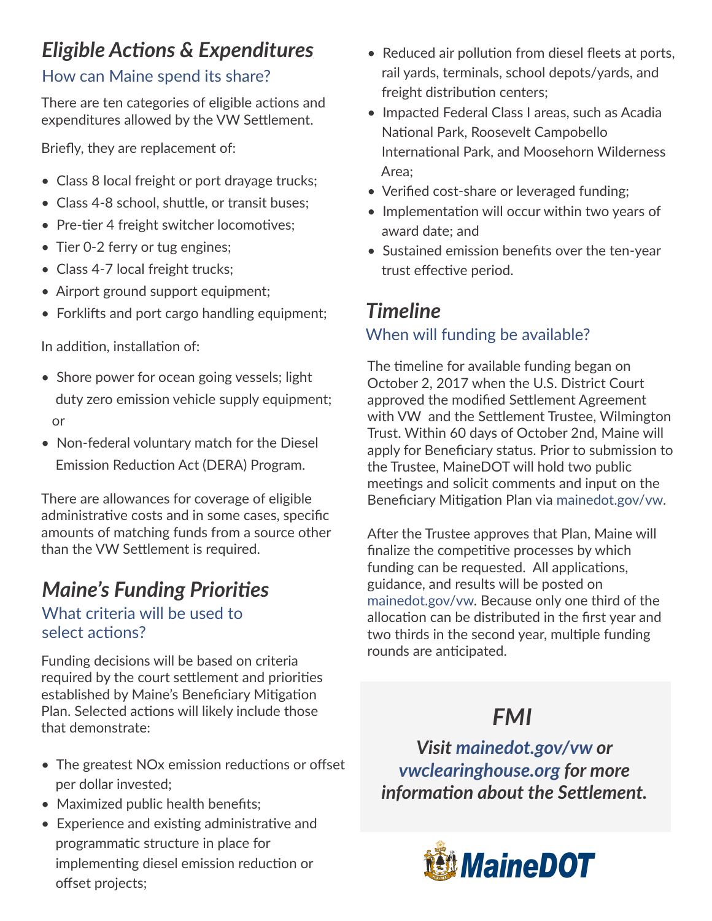## *Eligible Actions & Expenditures*

### How can Maine spend its share?

There are ten categories of eligible actions and expenditures allowed by the VW Settlement.

Briefly, they are replacement of:

- Class 8 local freight or port drayage trucks;
- Class 4-8 school, shuttle, or transit buses;
- Pre-tier 4 freight switcher locomotives;
- Tier 0-2 ferry or tug engines;
- Class 4-7 local freight trucks;
- Airport ground support equipment;
- Forklifts and port cargo handling equipment;

In addition, installation of:

- Shore power for ocean going vessels; light duty zero emission vehicle supply equipment; or
- Non-federal voluntary match for the Diesel Emission Reduction Act (DERA) Program.

There are allowances for coverage of eligible administrative costs and in some cases, specific amounts of matching funds from a source other than the VW Settlement is required.

## *Maine's Funding Priorities*

### What criteria will be used to select actions?

Funding decisions will be based on criteria required by the court settlement and priorities established by Maine's Beneficiary Mitigation Plan. Selected actions will likely include those that demonstrate:

- The greatest NOx emission reductions or offset per dollar invested;
- Maximized public health benefits;
- Experience and existing administrative and programmatic structure in place for implementing diesel emission reduction or offset projects;
- Reduced air pollution from diesel fleets at ports, rail yards, terminals, school depots/yards, and freight distribution centers;
- Impacted Federal Class I areas, such as Acadia National Park, Roosevelt Campobello International Park, and Moosehorn Wilderness Area;
- Verified cost-share or leveraged funding;
- Implementation will occur within two years of award date; and
- Sustained emission benefits over the ten-year trust effective period.

## *Timeline*

### When will funding be available?

The timeline for available funding began on October 2, 2017 when the U.S. District Court approved the modified Settlement Agreement with VW and the Settlement Trustee, Wilmington Trust. Within 60 days of October 2nd, Maine will apply for Beneficiary status. Prior to submission to the Trustee, MaineDOT will hold two public meetings and solicit comments and input on the Beneficiary Mitigation Plan via mainedot.gov/vw.

After the Trustee approves that Plan, Maine will finalize the competitive processes by which funding can be requested. All applications, guidance, and results will be posted on mainedot.gov/vw. Because only one third of the allocation can be distributed in the first year and two thirds in the second year, multiple funding rounds are anticipated.

## *FMI*

***Visit mainedot.gov/vw or vwclearinghouse.org for more information about the Settlement.***

MaineDOT